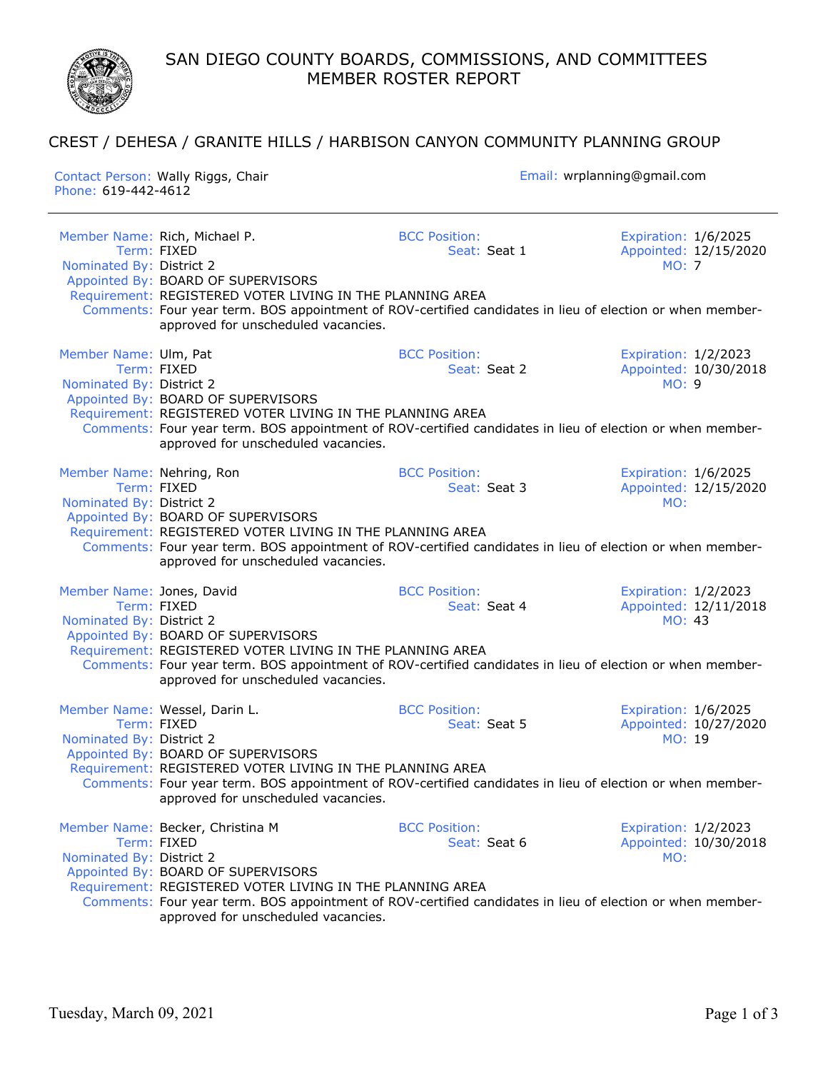# SAN DIEGO COUNTY BOARDS, COMMISSIONS, AND COMMITTEES
## MEMBER ROSTER REPORT

## CREST / DEHESA / GRANITE HILLS / HARBISON CANYON COMMUNITY PLANNING GROUP

Contact Person: Wally Riggs, Chair
Phone: 619-442-4612
Email: wrplanning@gmail.com

---

**Member Name:** Rich, Michael P.
**Term:** FIXED
**Nominated By:** District 2
**Appointed By:** BOARD OF SUPERVISORS
**Requirement:** REGISTERED VOTER LIVING IN THE PLANNING AREA
**Comments:** Four year term. BOS appointment of ROV-certified candidates in lieu of election or when member-approved for unscheduled vacancies.
**BCC Position:**
**Seat:** Seat 1
**Expiration:** 1/6/2025
**Appointed:** 12/15/2020
**MO:** 7

**Member Name:** Ulm, Pat
**Term:** FIXED
**Nominated By:** District 2
**Appointed By:** BOARD OF SUPERVISORS
**Requirement:** REGISTERED VOTER LIVING IN THE PLANNING AREA
**Comments:** Four year term. BOS appointment of ROV-certified candidates in lieu of election or when member-approved for unscheduled vacancies.
**BCC Position:**
**Seat:** Seat 2
**Expiration:** 1/2/2023
**Appointed:** 10/30/2018
**MO:** 9

**Member Name:** Nehring, Ron
**Term:** FIXED
**Nominated By:** District 2
**Appointed By:** BOARD OF SUPERVISORS
**Requirement:** REGISTERED VOTER LIVING IN THE PLANNING AREA
**Comments:** Four year term. BOS appointment of ROV-certified candidates in lieu of election or when member-approved for unscheduled vacancies.
**BCC Position:**
**Seat:** Seat 3
**Expiration:** 1/6/2025
**Appointed:** 12/15/2020
**MO:**

**Member Name:** Jones, David
**Term:** FIXED
**Nominated By:** District 2
**Appointed By:** BOARD OF SUPERVISORS
**Requirement:** REGISTERED VOTER LIVING IN THE PLANNING AREA
**Comments:** Four year term. BOS appointment of ROV-certified candidates in lieu of election or when member-approved for unscheduled vacancies.
**BCC Position:**
**Seat:** Seat 4
**Expiration:** 1/2/2023
**Appointed:** 12/11/2018
**MO:** 43

**Member Name:** Wessel, Darin L.
**Term:** FIXED
**Nominated By:** District 2
**Appointed By:** BOARD OF SUPERVISORS
**Requirement:** REGISTERED VOTER LIVING IN THE PLANNING AREA
**Comments:** Four year term. BOS appointment of ROV-certified candidates in lieu of election or when member-approved for unscheduled vacancies.
**BCC Position:**
**Seat:** Seat 5
**Expiration:** 1/6/2025
**Appointed:** 10/27/2020
**MO:** 19

**Member Name:** Becker, Christina M
**Term:** FIXED
**Nominated By:** District 2
**Appointed By:** BOARD OF SUPERVISORS
**Requirement:** REGISTERED VOTER LIVING IN THE PLANNING AREA
**Comments:** Four year term. BOS appointment of ROV-certified candidates in lieu of election or when member-approved for unscheduled vacancies.
**BCC Position:**
**Seat:** Seat 6
**Expiration:** 1/2/2023
**Appointed:** 10/30/2018
**MO:**

Tuesday, March 09, 2021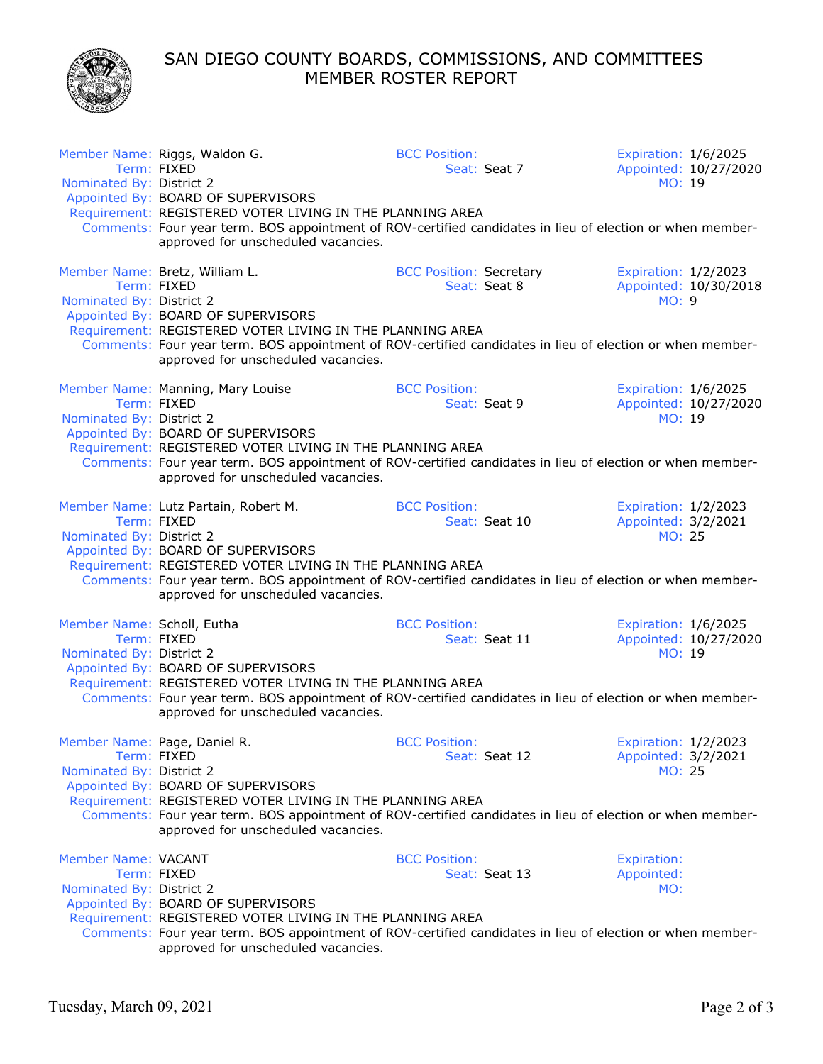# SAN DIEGO COUNTY BOARDS, COMMISSIONS, AND COMMITTEES
## MEMBER ROSTER REPORT

**Member Name:** Riggs, Waldon G.
**BCC Position:**
**Expiration:** 1/6/2025
**Term:** FIXED
**Seat:** Seat 7
**Appointed:** 10/27/2020
**Nominated By:** District 2
**MO:** 19
**Appointed By:** BOARD OF SUPERVISORS
**Requirement:** REGISTERED VOTER LIVING IN THE PLANNING AREA
**Comments:** Four year term. BOS appointment of ROV-certified candidates in lieu of election or when member-approved for unscheduled vacancies.

**Member Name:** Bretz, William L.
**BCC Position:** Secretary
**Expiration:** 1/2/2023
**Term:** FIXED
**Seat:** Seat 8
**Appointed:** 10/30/2018
**Nominated By:** District 2
**MO:** 9
**Appointed By:** BOARD OF SUPERVISORS
**Requirement:** REGISTERED VOTER LIVING IN THE PLANNING AREA
**Comments:** Four year term. BOS appointment of ROV-certified candidates in lieu of election or when member-approved for unscheduled vacancies.

**Member Name:** Manning, Mary Louise
**BCC Position:**
**Expiration:** 1/6/2025
**Term:** FIXED
**Seat:** Seat 9
**Appointed:** 10/27/2020
**Nominated By:** District 2
**MO:** 19
**Appointed By:** BOARD OF SUPERVISORS
**Requirement:** REGISTERED VOTER LIVING IN THE PLANNING AREA
**Comments:** Four year term. BOS appointment of ROV-certified candidates in lieu of election or when member-approved for unscheduled vacancies.

**Member Name:** Lutz Partain, Robert M.
**BCC Position:**
**Expiration:** 1/2/2023
**Term:** FIXED
**Seat:** Seat 10
**Appointed:** 3/2/2021
**Nominated By:** District 2
**MO:** 25
**Appointed By:** BOARD OF SUPERVISORS
**Requirement:** REGISTERED VOTER LIVING IN THE PLANNING AREA
**Comments:** Four year term. BOS appointment of ROV-certified candidates in lieu of election or when member-approved for unscheduled vacancies.

**Member Name:** Scholl, Eutha
**BCC Position:**
**Expiration:** 1/6/2025
**Term:** FIXED
**Seat:** Seat 11
**Appointed:** 10/27/2020
**Nominated By:** District 2
**MO:** 19
**Appointed By:** BOARD OF SUPERVISORS
**Requirement:** REGISTERED VOTER LIVING IN THE PLANNING AREA
**Comments:** Four year term. BOS appointment of ROV-certified candidates in lieu of election or when member-approved for unscheduled vacancies.

**Member Name:** Page, Daniel R.
**BCC Position:**
**Expiration:** 1/2/2023
**Term:** FIXED
**Seat:** Seat 12
**Appointed:** 3/2/2021
**Nominated By:** District 2
**MO:** 25
**Appointed By:** BOARD OF SUPERVISORS
**Requirement:** REGISTERED VOTER LIVING IN THE PLANNING AREA
**Comments:** Four year term. BOS appointment of ROV-certified candidates in lieu of election or when member-approved for unscheduled vacancies.

**Member Name:** VACANT
**BCC Position:**
**Expiration:**
**Term:** FIXED
**Seat:** Seat 13
**Appointed:**
**Nominated By:** District 2
**MO:**
**Appointed By:** BOARD OF SUPERVISORS
**Requirement:** REGISTERED VOTER LIVING IN THE PLANNING AREA
**Comments:** Four year term. BOS appointment of ROV-certified candidates in lieu of election or when member-approved for unscheduled vacancies.

Tuesday, March 09, 2021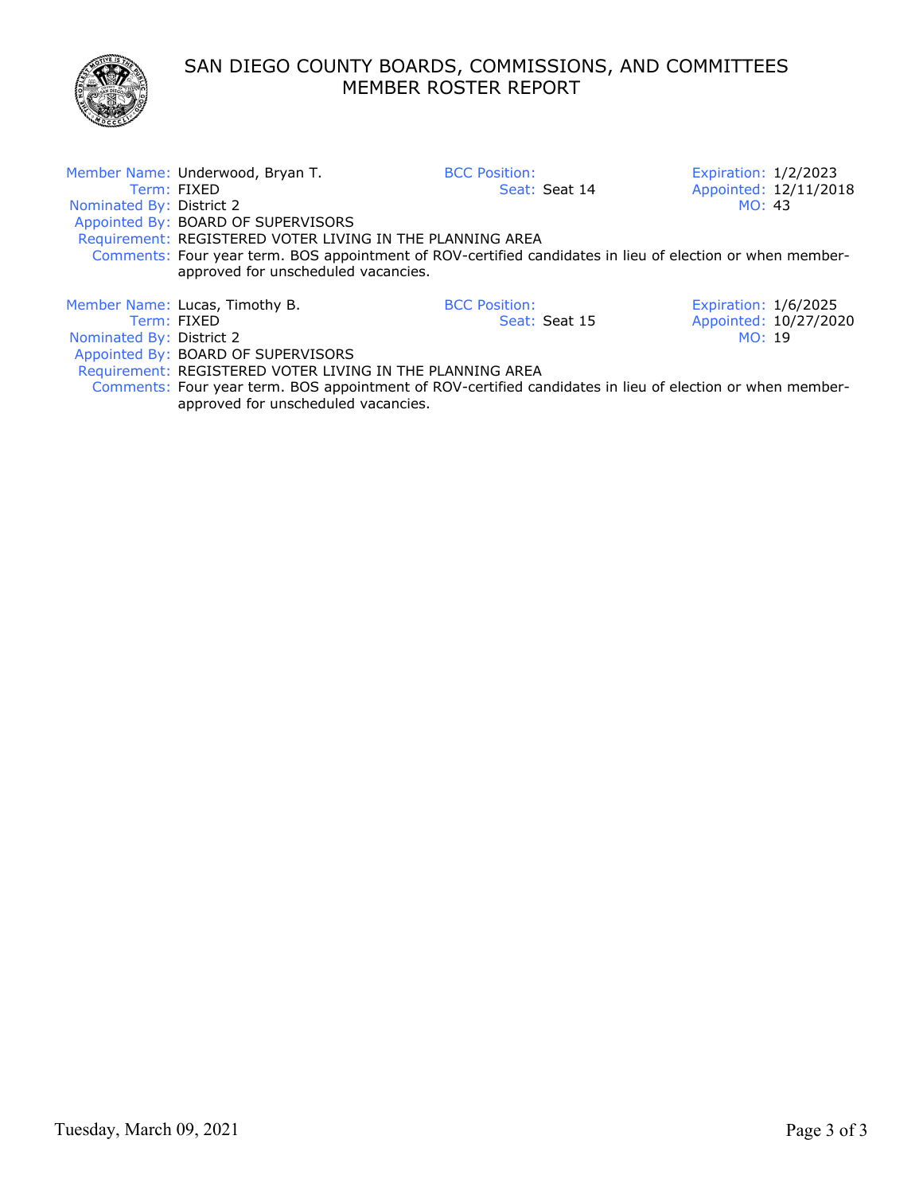# SAN DIEGO COUNTY BOARDS, COMMISSIONS, AND COMMITTEES
## MEMBER ROSTER REPORT

**Member Name:** Underwood, Bryan T.
**BCC Position:**
**Expiration:** 1/2/2023
**Term:** FIXED
**Seat:** Seat 14
**Appointed:** 12/11/2018
**Nominated By:** District 2
**MO:** 43
**Appointed By:** BOARD OF SUPERVISORS
**Requirement:** REGISTERED VOTER LIVING IN THE PLANNING AREA
**Comments:** Four year term. BOS appointment of ROV-certified candidates in lieu of election or when member-approved for unscheduled vacancies.

**Member Name:** Lucas, Timothy B.
**BCC Position:**
**Expiration:** 1/6/2025
**Term:** FIXED
**Seat:** Seat 15
**Appointed:** 10/27/2020
**Nominated By:** District 2
**MO:** 19
**Appointed By:** BOARD OF SUPERVISORS
**Requirement:** REGISTERED VOTER LIVING IN THE PLANNING AREA
**Comments:** Four year term. BOS appointment of ROV-certified candidates in lieu of election or when member-approved for unscheduled vacancies.

Tuesday, March 09, 2021